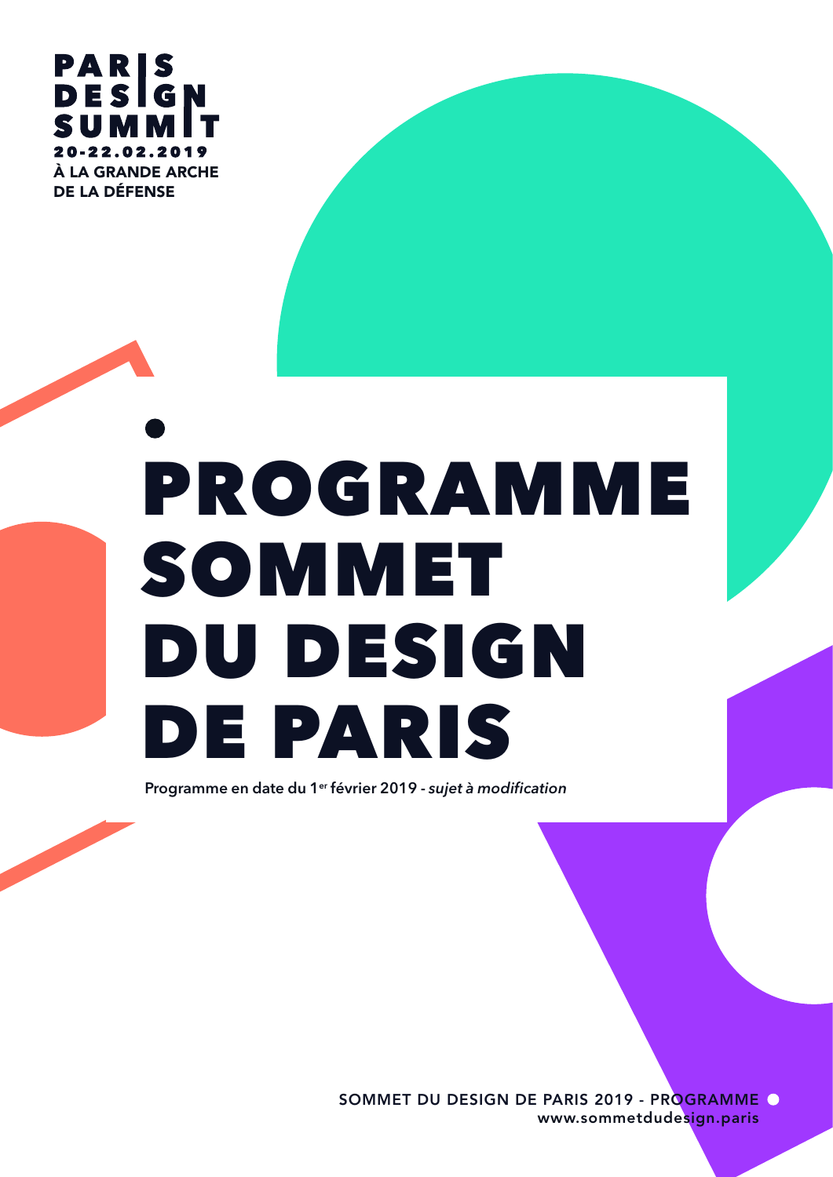**PARIS DESIGN SUMMIT**
**20-22.02.2019**
**À LA GRANDE ARCHE DE LA DÉFENSE**

# PROGRAMME SOMMET DU DESIGN DE PARIS

**Programme en date du 1er février 2019** - *sujet à modification*

SOMMET DU DESIGN DE PARIS 2019 - PROGRAMME
www.sommetdudesign.paris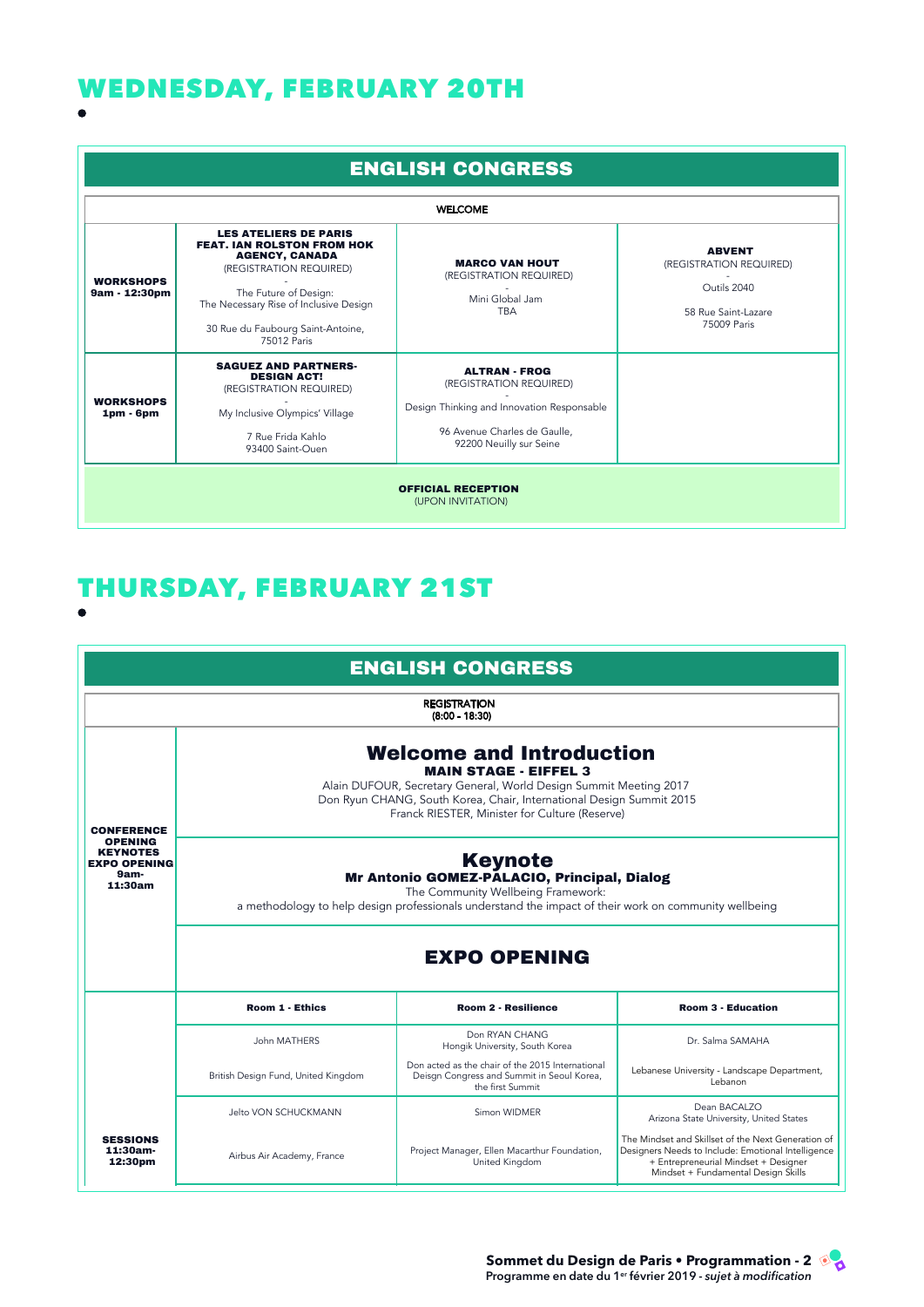# WEDNESDAY, FEBRUARY 20TH

## ENGLISH CONGRESS

| | | | |
|---|---|---|---|
| | WELCOME | | |
| **WORKSHOPS 9am - 12:30pm** | **LES ATELIERS DE PARIS FEAT. IAN ROLSTON FROM HOK AGENCY, CANADA** (REGISTRATION REQUIRED) - The Future of Design: The Necessary Rise of Inclusive Design 30 Rue du Faubourg Saint-Antoine, 75012 Paris | **MARCO VAN HOUT** (REGISTRATION REQUIRED) - Mini Global Jam TBA | **ABVENT** (REGISTRATION REQUIRED) - Outils 2040 58 Rue Saint-Lazare 75009 Paris |
| **WORKSHOPS 1pm - 6pm** | **SAGUEZ AND PARTNERS- DESIGN ACT!** (REGISTRATION REQUIRED) - My Inclusive Olympics' Village 7 Rue Frida Kahlo 93400 Saint-Ouen | **ALTRAN - FROG** (REGISTRATION REQUIRED) - Design Thinking and Innovation Responsable 96 Avenue Charles de Gaulle, 92200 Neuilly sur Seine | |
| | **OFFICIAL RECEPTION** (UPON INVITATION) | | |

# THURSDAY, FEBRUARY 21ST

## ENGLISH CONGRESS

| | | | |
|---|---|---|---|
| | REGISTRATION (8:00 - 18:30) | | |
| **CONFERENCE OPENING KEYNOTES EXPO OPENING 9am-11:30am** | **Welcome and Introduction** **MAIN STAGE - EIFFEL 3** Alain DUFOUR, Secretary General, World Design Summit Meeting 2017 Don Ryun CHANG, South Korea, Chair, International Design Summit 2015 Franck RIESTER, Minister for Culture (Reserve) | | |
| | **Keynote** **Mr Antonio GOMEZ-PALACIO, Principal, Dialog** The Community Wellbeing Framework: a methodology to help design professionals understand the impact of their work on community wellbeing | | |
| | **EXPO OPENING** | | |
| **SESSIONS 11:30am-12:30pm** | **Room 1 - Ethics** | **Room 2 - Resilience** | **Room 3 - Education** |
| | John MATHERS British Design Fund, United Kingdom | Don RYAN CHANG Hongik University, South Korea Don acted as the chair of the 2015 International Deisgn Congress and Summit in Seoul Korea, the first Summit | Dr. Salma SAMAHA Lebanese University - Landscape Department, Lebanon |
| | Jelto VON SCHUCKMANN Airbus Air Academy, France | Simon WIDMER Project Manager, Ellen Macarthur Foundation, United Kingdom | Dean BACALZO Arizona State University, United States The Mindset and Skillset of the Next Generation of Designers Needs to Include: Emotional Intelligence + Entrepreneurial Mindset + Designer Mindset + Fundamental Design Skills |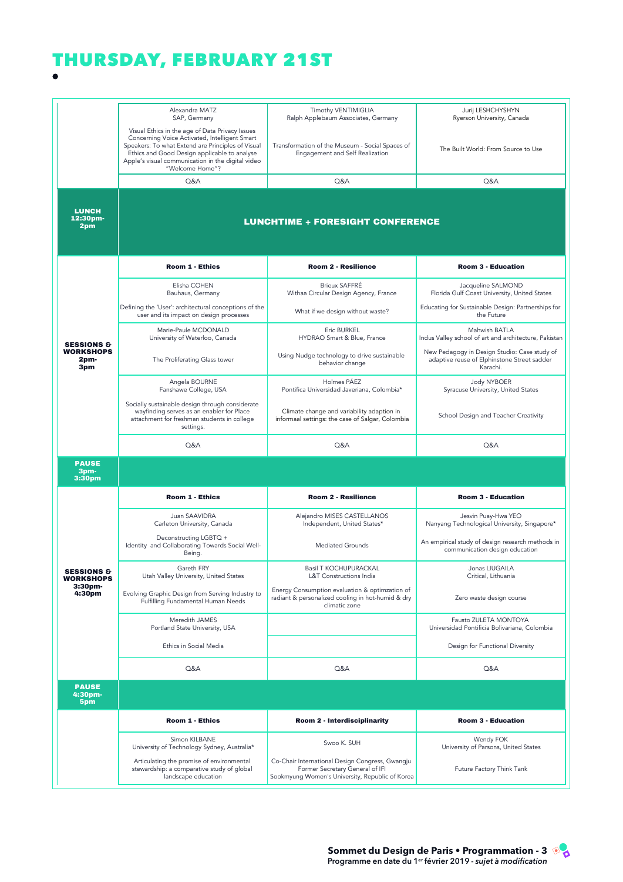# THURSDAY, FEBRUARY 21ST

| | | | |
|---|---|---|---|
| | Alexandra MATZ<br>SAP, Germany<br><br>Visual Ethics in the age of Data Privacy Issues Concerning Voice Activated, Intelligent Smart Speakers: To what Extend are Principles of Visual Ethics and Good Design applicable to analyse Apple's visual communication in the digital video "Welcome Home"? | Timothy VENTIMIGLIA<br>Ralph Applebaum Associates, Germany<br><br>Transformation of the Museum - Social Spaces of Engagement and Self Realization | Jurij LESHCHYSHYN<br>Ryerson University, Canada<br><br>The Built World: From Source to Use |
| | Q&A | Q&A | Q&A |
| **LUNCH 12:30pm-2pm** | **LUNCHTIME + FORESIGHT CONFERENCE** | | |
| **SESSIONS & WORKSHOPS 2pm-3pm** | **Room 1 - Ethics** | **Room 2 - Resilience** | **Room 3 - Education** |
| | Elisha COHEN<br>Bauhaus, Germany<br><br>Defining the 'User': architectural conceptions of the user and its impact on design processes | Brieux SAFFRÉ<br>Withaa Circular Design Agency, France<br><br>What if we design without waste? | Jacqueline SALMOND<br>Florida Gulf Coast University, United States<br><br>Educating for Sustainable Design: Partnerships for the Future |
| | Marie-Paule MCDONALD<br>University of Waterloo, Canada<br><br>The Proliferating Glass tower | Eric BURKEL<br>HYDRAO Smart & Blue, France<br><br>Using Nudge technology to drive sustainable behavior change | Mahwish BATLA<br>Indus Valley school of art and architecture, Pakistan<br><br>New Pedagogy in Design Studio: Case study of adaptive reuse of Elphinstone Street sadder Karachi. |
| | Angela BOURNE<br>Fanshawe College, USA<br><br>Socially sustainable design through considerate wayfinding serves as an enabler for Place attachment for freshman students in college settings. | Holmes PÁEZ<br>Pontifica Universidad Javeriana, Colombia*<br><br>Climate change and variability adaption in informaal settings: the case of Salgar, Colombia | Jody NYBOER<br>Syracuse University, United States<br><br>School Design and Teacher Creativity |
| | Q&A | Q&A | Q&A |
| **PAUSE 3pm-3:30pm** | | | |
| **SESSIONS & WORKSHOPS 3:30pm-4:30pm** | **Room 1 - Ethics** | **Room 2 - Resilience** | **Room 3 - Education** |
| | Juan SAAVIDRA<br>Carleton University, Canada<br><br>Deconstructing LGBTQ + Identity and Collaborating Towards Social Well-Being. | Alejandro MISES CASTELLANOS<br>Independent, United States*<br><br>Mediated Grounds | Jesvin Puay-Hwa YEO<br>Nanyang Technological University, Singapore*<br><br>An empirical study of design research methods in communication design education |
| | Gareth FRY<br>Utah Valley University, United States<br><br>Evolving Graphic Design from Serving Industry to Fulfilling Fundamental Human Needs | Basil T KOCHUPURACKAL<br>L&T Constructions India<br><br>Energy Consumption evaluation & optimzation of radiant & personalized cooling in hot-humid & dry climatic zone | Jonas LIUGAILA<br>Critical, Lithuania<br><br>Zero waste design course |
| | Meredith JAMES<br>Portland State University, USA<br><br>Ethics in Social Media | | Fausto ZULETA MONTOYA<br>Universidad Pontificia Bolivariana, Colombia<br><br>Design for Functional Diversity |
| | Q&A | Q&A | Q&A |
| **PAUSE 4:30pm-5pm** | | | |
| | **Room 1 - Ethics** | **Room 2 - Interdisciplinarity** | **Room 3 - Education** |
| | Simon KILBANE<br>University of Technology Sydney, Australia*<br><br>Articulating the promise of environmental stewardship: a comparative study of global landscape education | Swoo K. SUH<br><br>Co-Chair International Design Congress, Gwangju<br>Former Secretary General of IFI<br>Sookmyung Women's University, Republic of Korea | Wendy FOK<br>University of Parsons, United States<br><br>Future Factory Think Tank |

**Sommet du Design de Paris • Programmation - 3**
Programme en date du 1er février 2019 - *sujet à modification*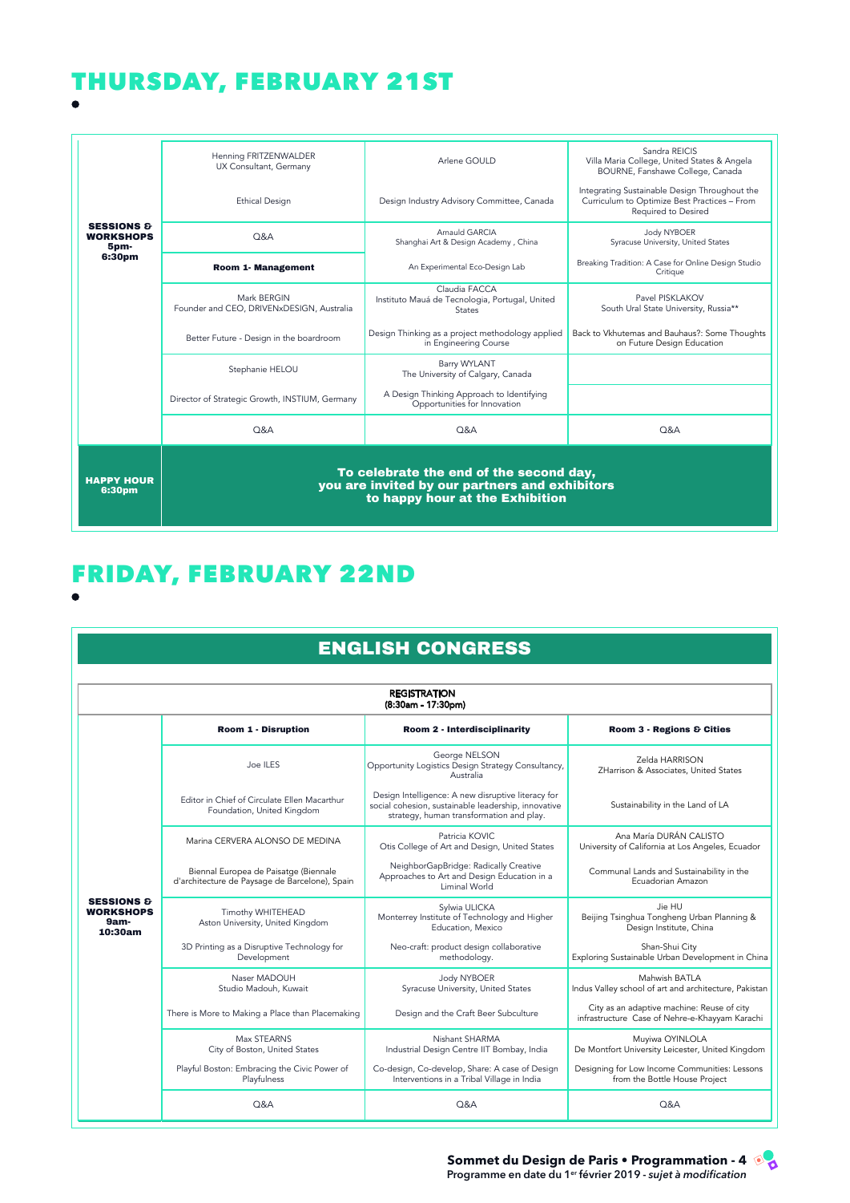# THURSDAY, FEBRUARY 21ST

| | | | |
|---|---|---|---|
| **SESSIONS & WORKSHOPS 5pm-6:30pm** | Henning FRITZENWALDER UX Consultant, Germany | Arlene GOULD | Sandra REICIS Villa Maria College, United States & Angela BOURNE, Fanshawe College, Canada |
| | Ethical Design | Design Industry Advisory Committee, Canada | Integrating Sustainable Design Throughout the Curriculum to Optimize Best Practices – From Required to Desired |
| | Q&A | Arnauld GARCIA Shanghai Art & Design Academy , China | Jody NYBOER Syracuse University, United States |
| | **Room 1- Management** | An Experimental Eco-Design Lab | Breaking Tradition: A Case for Online Design Studio Critique |
| | Mark BERGIN Founder and CEO, DRIVENxDESIGN, Australia | Claudia FACCA Instituto Mauá de Tecnologia, Portugal, United States | Pavel PISKLAKOV South Ural State University, Russia** |
| | Better Future - Design in the boardroom | Design Thinking as a project methodology applied in Engineering Course | Back to Vkhutemas and Bauhaus?: Some Thoughts on Future Design Education |
| | Stephanie HELOU | Barry WYLANT The University of Calgary, Canada | |
| | Director of Strategic Growth, INSTIUM, Germany | A Design Thinking Approach to Identifying Opportunities for Innovation | |
| | Q&A | Q&A | Q&A |
| **HAPPY HOUR 6:30pm** | **To celebrate the end of the second day, you are invited by our partners and exhibitors to happy hour at the Exhibition** | | |

# FRIDAY, FEBRUARY 22ND

## ENGLISH CONGRESS

**REGISTRATION (8:30am - 17:30pm)**

| | **Room 1 - Disruption** | **Room 2 - Interdisciplinarity** | **Room 3 - Regions & Cities** |
|---|---|---|---|
| **SESSIONS & WORKSHOPS 9am-10:30am** | Joe ILES | George NELSON Opportunity Logistics Design Strategy Consultancy, Australia | Zelda HARRISON ZHarrison & Associates, United States |
| | Editor in Chief of Circulate Ellen Macarthur Foundation, United Kingdom | Design Intelligence: A new disruptive literacy for social cohesion, sustainable leadership, innovative strategy, human transformation and play. | Sustainability in the Land of LA |
| | Marina CERVERA ALONSO DE MEDINA | Patricia KOVIC Otis College of Art and Design, United States | Ana María DURÁN CALISTO University of California at Los Angeles, Ecuador |
| | Biennal Europea de Paisatge (Biennale d'architecture de Paysage de Barcelone), Spain | NeighborGapBridge: Radically Creative Approaches to Art and Design Education in a Liminal World | Communal Lands and Sustainability in the Ecuadorian Amazon |
| | Timothy WHITEHEAD Aston University, United Kingdom | Sylwia ULICKA Monterrey Institute of Technology and Higher Education, Mexico | Jie HU Beijing Tsinghua Tongheng Urban Planning & Design Institute, China |
| | 3D Printing as a Disruptive Technology for Development | Neo-craft: product design collaborative methodology. | Shan-Shui City Exploring Sustainable Urban Development in China |
| | Naser MADOUH Studio Madouh, Kuwait | Jody NYBOER Syracuse University, United States | Mahwish BATLA Indus Valley school of art and architecture, Pakistan |
| | There is More to Making a Place than Placemaking | Design and the Craft Beer Subculture | City as an adaptive machine: Reuse of city infrastructure Case of Nehre-e-Khayyam Karachi |
| | Max STEARNS City of Boston, United States | Nishant SHARMA Industrial Design Centre IIT Bombay, India | Muyiwa OYINLOLA De Montfort University Leicester, United Kingdom |
| | Playful Boston: Embracing the Civic Power of Playfulness | Co-design, Co-develop, Share: A case of Design Interventions in a Tribal Village in India | Designing for Low Income Communities: Lessons from the Bottle House Project |
| | Q&A | Q&A | Q&A |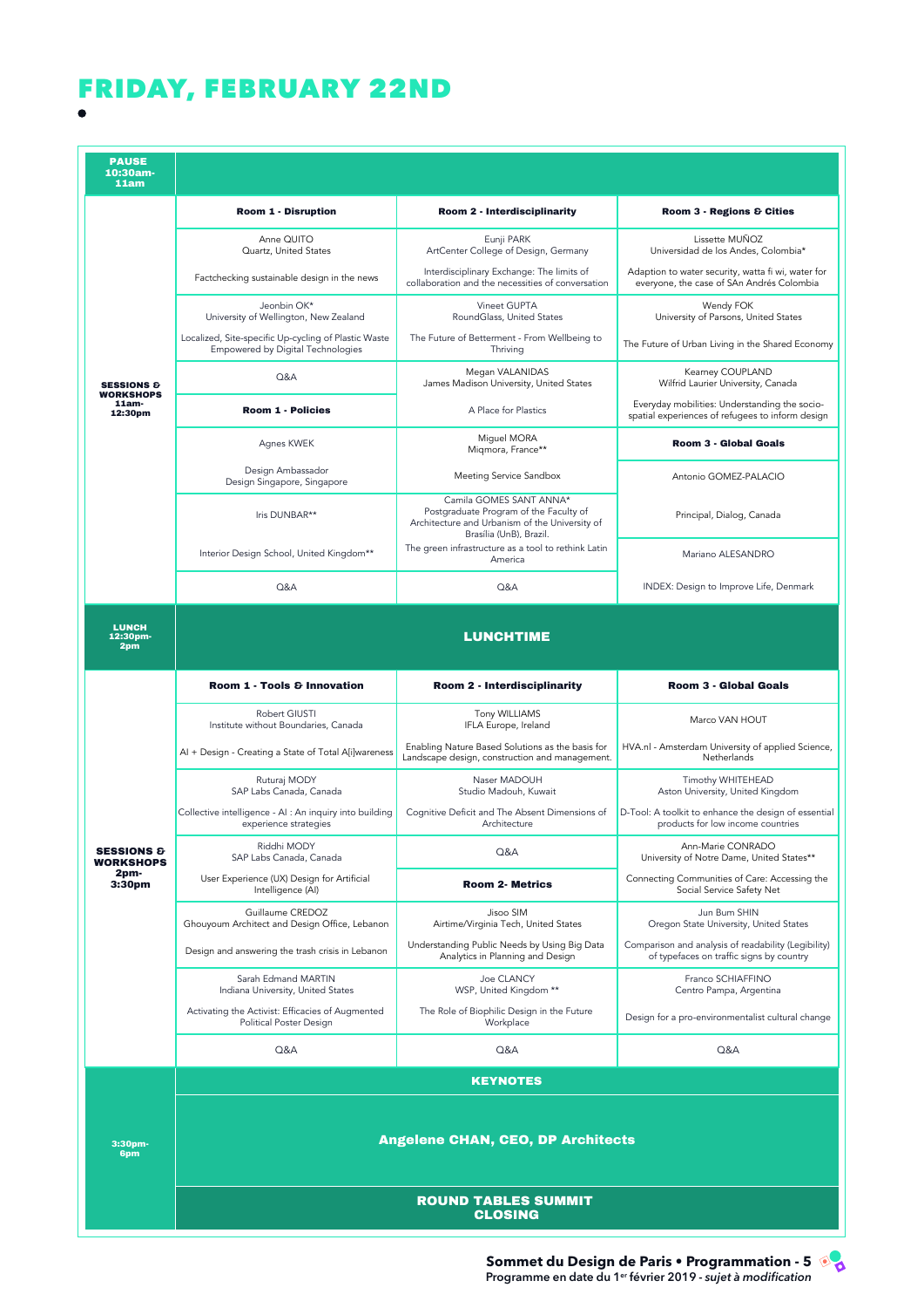# FRIDAY, FEBRUARY 22ND

| | | | |
|---|---|---|---|
| **PAUSE 10:30am-11am** | | | |
| **SESSIONS & WORKSHOPS 11am-12:30pm** | **Room 1 - Disruption** | **Room 2 - Interdisciplinarity** | **Room 3 - Regions & Cities** |
| | Anne QUITO<br>Quartz, United States | Eunji PARK<br>ArtCenter College of Design, Germany | Lissette MUÑOZ<br>Universidad de los Andes, Colombia* |
| | Factchecking sustainable design in the news | Interdisciplinary Exchange: The limits of collaboration and the necessities of conversation | Adaption to water security, watta fi wi, water for everyone, the case of SAn Andrés Colombia |
| | Jeonbin OK*<br>University of Wellington, New Zealand | Vineet GUPTA<br>RoundGlass, United States | Wendy FOK<br>University of Parsons, United States |
| | Localized, Site-specific Up-cycling of Plastic Waste Empowered by Digital Technologies | The Future of Betterment - From Wellbeing to Thriving | The Future of Urban Living in the Shared Economy |
| | Q&A | Megan VALANIDAS<br>James Madison University, United States | Kearney COUPLAND<br>Wilfrid Laurier University, Canada |
| | **Room 1 - Policies** | A Place for Plastics | Everyday mobilities: Understanding the socio-spatial experiences of refugees to inform design |
| | Agnes KWEK | Miguel MORA<br>Miqmora, France** | **Room 3 - Global Goals** |
| | Design Ambassador<br>Design Singapore, Singapore | Meeting Service Sandbox | Antonio GOMEZ-PALACIO |
| | Iris DUNBAR** | Camila GOMES SANT ANNA*<br>Postgraduate Program of the Faculty of Architecture and Urbanism of the University of Brasília (UnB), Brazil. | Principal, Dialog, Canada |
| | Interior Design School, United Kingdom** | The green infrastructure as a tool to rethink Latin America | Mariano ALESANDRO |
| | Q&A | Q&A | INDEX: Design to Improve Life, Denmark |
| **LUNCH 12:30pm-2pm** | **LUNCHTIME** | | |
| **SESSIONS & WORKSHOPS 2pm-3:30pm** | **Room 1 - Tools & Innovation** | **Room 2 - Interdisciplinarity** | **Room 3 - Global Goals** |
| | Robert GIUSTI<br>Institute without Boundaries, Canada | Tony WILLIAMS<br>IFLA Europe, Ireland | Marco VAN HOUT |
| | AI + Design - Creating a State of Total A[i]wareness | Enabling Nature Based Solutions as the basis for Landscape design, construction and management. | HVA.nl - Amsterdam University of applied Science, Netherlands |
| | Ruturaj MODY<br>SAP Labs Canada, Canada | Naser MADOUH<br>Studio Madouh, Kuwait | Timothy WHITEHEAD<br>Aston University, United Kingdom |
| | Collective intelligence - AI : An inquiry into building experience strategies | Cognitive Deficit and The Absent Dimensions of Architecture | D-Tool: A toolkit to enhance the design of essential products for low income countries |
| | Riddhi MODY<br>SAP Labs Canada, Canada | Q&A | Ann-Marie CONRADO<br>University of Notre Dame, United States** |
| | User Experience (UX) Design for Artificial Intelligence (AI) | **Room 2- Metrics** | Connecting Communities of Care: Accessing the Social Service Safety Net |
| | Guillaume CREDOZ<br>Ghouyoum Architect and Design Office, Lebanon | Jisoo SIM<br>Airtime/Virginia Tech, United States | Jun Bum SHIN<br>Oregon State University, United States |
| | Design and answering the trash crisis in Lebanon | Understanding Public Needs by Using Big Data Analytics in Planning and Design | Comparison and analysis of readability (Legibility) of typefaces on traffic signs by country |
| | Sarah Edmand MARTIN<br>Indiana University, United States | Joe CLANCY<br>WSP, United Kingdom ** | Franco SCHIAFFINO<br>Centro Pampa, Argentina |
| | Activating the Activist: Efficacies of Augmented Political Poster Design | The Role of Biophilic Design in the Future Workplace | Design for a pro-environmentalist cultural change |
| | Q&A | Q&A | Q&A |
| **3:30pm-6pm** | **KEYNOTES** | | |
| | **Angelene CHAN, CEO, DP Architects** | | |
| | **ROUND TABLES SUMMIT CLOSING** | | |

**Sommet du Design de Paris • Programmation - 5**
**Programme en date du 1er février 2019 - *sujet à modification***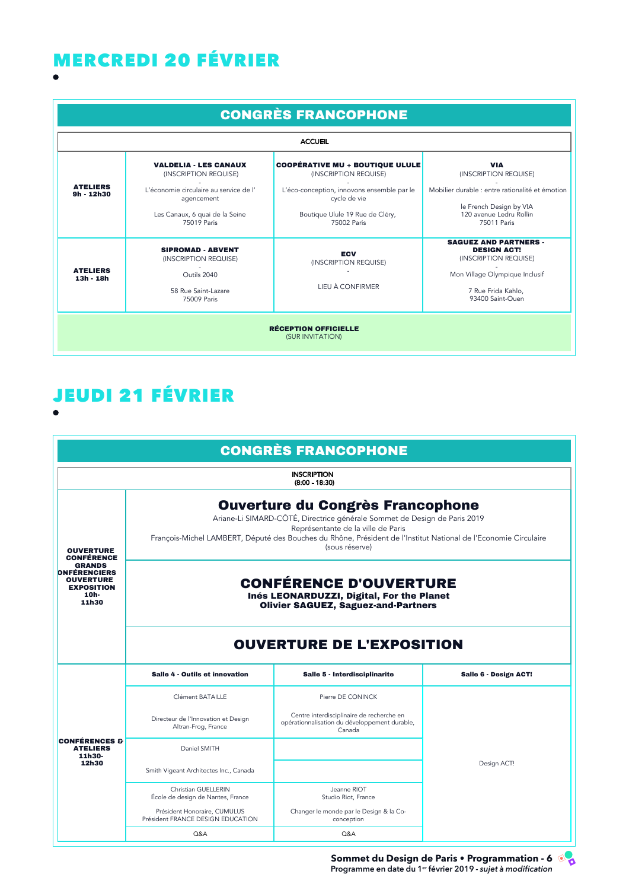# MERCREDI 20 FÉVRIER

•

| CONGRÈS FRANCOPHONE | | | |
|---|---|---|---|
| ACCUEIL | | | |
| **ATELIERS 9h - 12h30** | **VALDELIA - LES CANAUX** (INSCRIPTION REQUISE) - L'économie circulaire au service de l' agencement. Les Canaux, 6 quai de la Seine 75019 Paris | **COOPÉRATIVE MU + BOUTIQUE ULULE** (INSCRIPTION REQUISE) - L'éco-conception, innovons ensemble par le cycle de vie. Boutique Ulule 19 Rue de Cléry, 75002 Paris | **VIA** (INSCRIPTION REQUISE) - Mobilier durable : entre rationalité et émotion. le French Design by VIA 120 avenue Ledru Rollin 75011 Paris |
| **ATELIERS 13h - 18h** | **SIPROMAD - ABVENT** (INSCRIPTION REQUISE) - Outils 2040. 58 Rue Saint-Lazare 75009 Paris | **ECV** (INSCRIPTION REQUISE) - LIEU À CONFIRMER | **SAGUEZ AND PARTNERS - DESIGN ACT!** (INSCRIPTION REQUISE) - Mon Village Olympique Inclusif. 7 Rue Frida Kahlo, 93400 Saint-Ouen |
| **RÉCEPTION OFFICIELLE** (SUR INVITATION) | | | |

# JEUDI 21 FÉVRIER

•

| CONGRÈS FRANCOPHONE | | | |
|---|---|---|---|
| INSCRIPTION (8:00 - 18:30) | | | |
| **OUVERTURE CONFÉRENCE GRANDS CONFÉRENCIERS OUVERTURE EXPOSITION 10h-11h30** | **Ouverture du Congrès Francophone** Ariane-Li SIMARD-CÔTÉ, Directrice générale Sommet de Design de Paris 2019. Représentante de la ville de Paris. François-Michel LAMBERT, Député des Bouches du Rhône, Président de l'Institut National de l'Economie Circulaire (sous réserve) | | |
| | **CONFÉRENCE D'OUVERTURE** Inés LEONARDUZZI, Digital, For the Planet. Olivier SAGUEZ, Saguez-and-Partners | | |
| | **OUVERTURE DE L'EXPOSITION** | | |
| **CONFÉRENCES & ATELIERS 11h30-12h30** | **Salle 4 - Outils et innovation** | **Salle 5 - Interdisciplinarite** | **Salle 6 - Design ACT!** |
| | Clément BATAILLE. Directeur de l'Innovation et Design Altran-Frog, France | Pierre DE CONINCK. Centre interdisciplinaire de recherche en opérationnalisation du développement durable, Canada | Design ACT! |
| | Daniel SMITH. Smith Vigeant Architectes Inc., Canada | | |
| | Christian GUELLERIN. École de design de Nantes, France. Président Honoraire, CUMULUS. Président FRANCE DESIGN EDUCATION | Jeanne RIOT. Studio Riot, France. Changer le monde par le Design & la Co-conception | |
| | Q&A | Q&A | |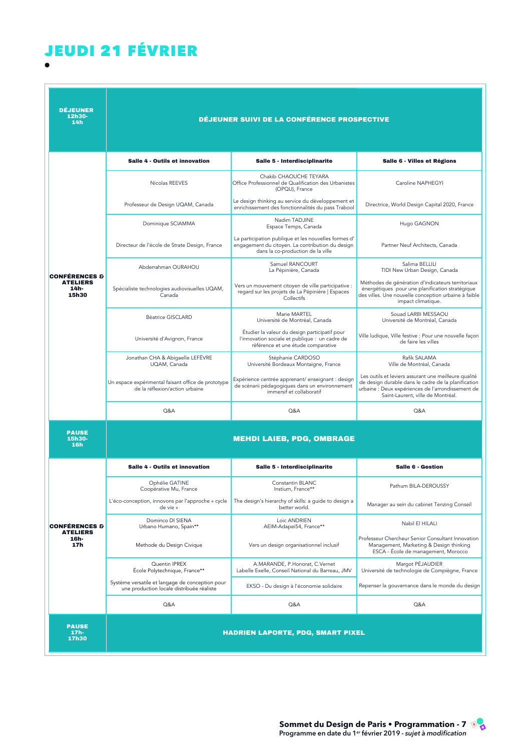# JEUDI 21 FÉVRIER

| | | | |
|---|---|---|---|
| **DÉJEUNER 12h30-14h** | **DÉJEUNER SUIVI DE LA CONFÉRENCE PROSPECTIVE** | | |
| **CONFÉRENCES & ATELIERS 14h-15h30** | **Salle 4 - Outils et innovation** | **Salle 5 - Interdisciplinarite** | **Salle 6 - Villes et Régions** |
| | Nicolas REEVES<br>Professeur de Design UQAM, Canada | Chakib CHAOUCHE TEYARA<br>Office Professionnel de Qualification des Urbanistes (OPQU), France<br>Le design thinking au service du développement et enrichissement des fonctionnalités du pass Trabool | Caroline NAPHEGYI<br>Directrice, World Design Capital 2020, France |
| | Dominique SCIAMMA<br>Directeur de l'école de Strate Design, France | Nadim TADJINE<br>Espace Temps, Canada<br>La participation publique et les nouvelles formes d' engagement du citoyen. La contribution du design dans la co-production de la ville | Hugo GAGNON<br>Partner Neuf Architects, Canada |
| | Abderrahman OURAHOU<br>Spécialiste technologies audiovisuelles UQAM, Canada | Samuel RANCOURT<br>La Pépinière, Canada<br>Vers un mouvement citoyen de ville participative : regard sur les projets de La Pépinière \| Espaces Collectifs | Salima BELLILI<br>TIDI New Urban Design, Canada<br>Méthodes de génération d'indicateurs territoriaux énergétiques pour une planification stratégique des villes. Une nouvelle conception urbaine à faible impact climatique. |
| | Béatrice GISCLARD<br>Université d'Avignon, France | Marie MARTEL<br>Université de Montréal, Canada<br>Étudier la valeur du design participatif pour l'innovation sociale et publique : un cadre de référence et une étude comparative | Souad LARBI MESSAOU<br>Université de Montréal, Canada<br>Ville ludique, Ville festive : Pour une nouvelle façon de faire les villes |
| | Jonathan CHA & Abigaelle LEFÈVRE<br>UQAM, Canada<br>Un espace expérimental faisant office de prototype de la réflexion/action urbaine | Stéphanie CARDOSO<br>Université Bordeaux Montaigne, France<br>Expérience centrée apprenant/ enseignant : design de scénarii pédagogiques dans un environnement immersif et collaboratif | Rafik SALAMA<br>Ville de Montréal, Canada<br>Les outils et leviers assurant une meilleure qualité de design durable dans le cadre de la planification urbaine : Deux expériences de l'arrondissement de Saint-Laurent, ville de Montréal. |
| | Q&A | Q&A | Q&A |
| **PAUSE 15h30-16h** | **MEHDI LAIEB, PDG, OMBRAGE** | | |
| **CONFÉRENCES & ATELIERS 16h-17h** | **Salle 4 - Outils et innovation** | **Salle 5 - Interdisciplinarite** | **Salle 6 - Gestion** |
| | Ophélie GATINE<br>Coopérative Mu, France<br>L'éco-conception, innovons par l'approche « cycle de vie » | Constantin BLANC<br>Instium, France**<br>The design's hierarchy of skills: a guide to design a better world. | Pathum BILA-DEROUSSY<br>Manager au sein du cabinet Tenzing Conseil |
| | Dominco DI SIENA<br>Urbano Humano, Spain**<br>Methode du Design Civique | Loic ANDRIEN<br>AEIM-Adapei54, France**<br>Vers un design organisationnel inclusif | Nabil El HILALI<br>Professeur Chercheur Senior Consultant Innovation Management, Marketing & Design thinking ESCA - École de management, Morocco |
| | Quentin IPREX<br>École Polytechnique, France**<br>Système versatile et langage de conception pour une production locale distribuée réaliste | A.MARANDE, P.Honorat, C.Vernet<br>Labelle Exelle, Conseil National du Barreau, JMV<br>EKSO - Du design à l'économie solidaire | Margot PÉJAUDIER<br>Université de technologie de Compiègne, France<br>Repenser la gouvernance dans le monde du design |
| | Q&A | Q&A | Q&A |
| **PAUSE 17h-17h30** | **HADRIEN LAPORTE, PDG, SMART PIXEL** | | |

**Sommet du Design de Paris • Programmation - 7**
Programme en date du 1er février 2019 - *sujet à modification*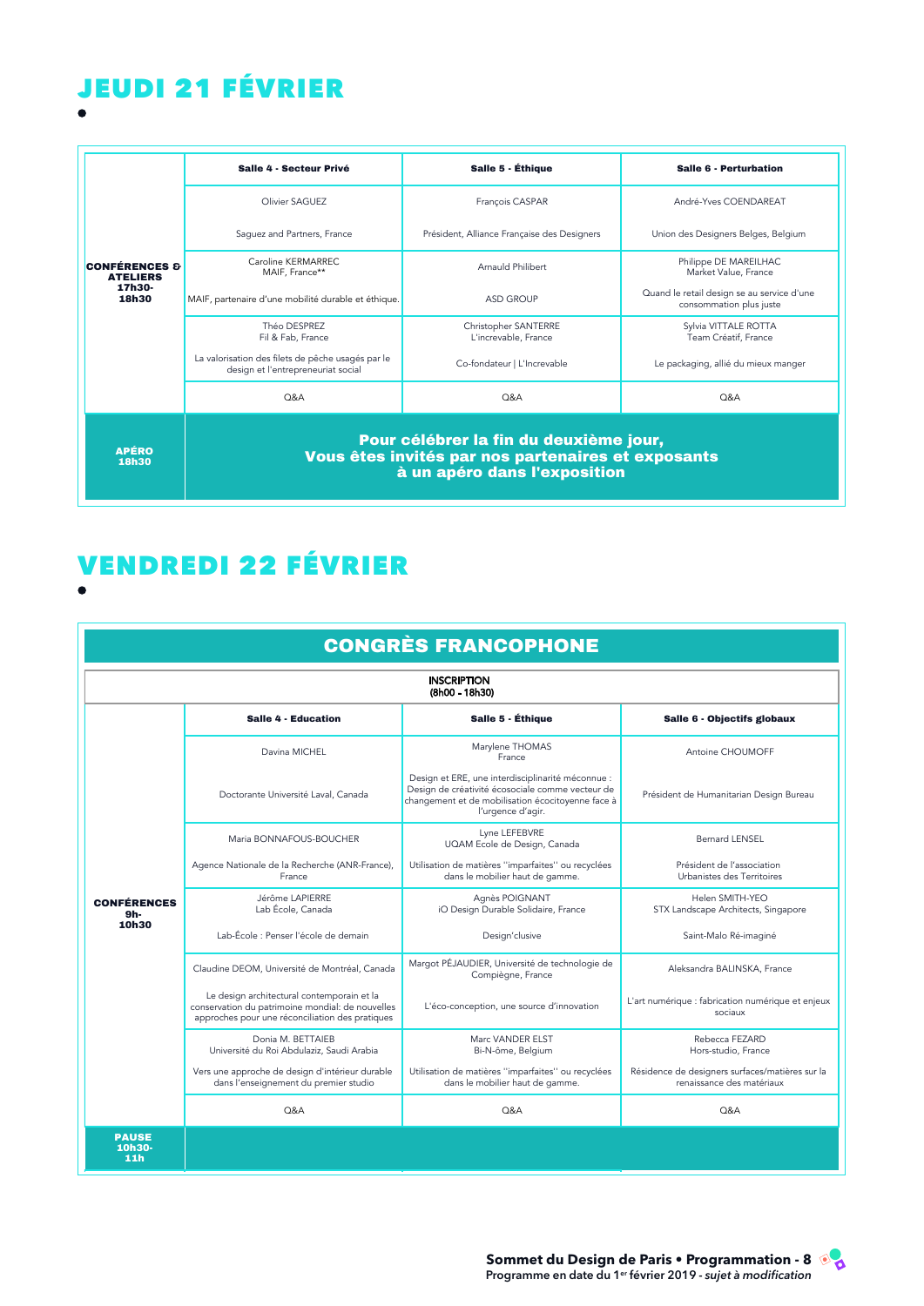# JEUDI 21 FÉVRIER

| | Salle 4 - Secteur Privé | Salle 5 - Éthique | Salle 6 - Perturbation |
|---|---|---|---|
| **CONFÉRENCES & ATELIERS 17h30-18h30** | Olivier SAGUEZ | François CASPAR | André-Yves COENDAREAT |
| | Saguez and Partners, France | Président, Alliance Française des Designers | Union des Designers Belges, Belgium |
| | Caroline KERMARREC<br>MAIF, France** | Arnauld Philibert | Philippe DE MAREILHAC<br>Market Value, France |
| | MAIF, partenaire d'une mobilité durable et éthique. | ASD GROUP | Quand le retail design se au service d'une consommation plus juste |
| | Théo DESPREZ<br>Fil & Fab, France | Christopher SANTERRE<br>L'increvable, France | Sylvia VITTALE ROTTA<br>Team Créatif, France |
| | La valorisation des filets de pêche usagés par le design et l'entrepreneuriat social | Co-fondateur \| L'Increvable | Le packaging, allié du mieux manger |
| | Q&A | Q&A | Q&A |
| **APÉRO 18h30** | **Pour célébrer la fin du deuxième jour, Vous êtes invités par nos partenaires et exposants à un apéro dans l'exposition** | | |

# VENDREDI 22 FÉVRIER

## CONGRÈS FRANCOPHONE

**INSCRIPTION (8h00 - 18h30)**

| | Salle 4 - Education | Salle 5 - Éthique | Salle 6 - Objectifs globaux |
|---|---|---|---|
| **CONFÉRENCES 9h-10h30** | Davina MICHEL | Marylene THOMAS<br>France | Antoine CHOUMOFF |
| | Doctorante Université Laval, Canada | Design et ERE, une interdisciplinarité méconnue : Design de créativité écosociale comme vecteur de changement et de mobilisation écocitoyenne face à l'urgence d'agir. | Président de Humanitarian Design Bureau |
| | Maria BONNAFOUS-BOUCHER | Lyne LEFEBVRE<br>UQAM Ecole de Design, Canada | Bernard LENSEL |
| | Agence Nationale de la Recherche (ANR-France), France | Utilisation de matières "imparfaites" ou recyclées dans le mobilier haut de gamme. | Président de l'association Urbanistes des Territoires |
| | Jérôme LAPIERRE<br>Lab École, Canada | Agnès POIGNANT<br>iO Design Durable Solidaire, France | Helen SMITH-YEO<br>STX Landscape Architects, Singapore |
| | Lab-École : Penser l'école de demain | Design'clusive | Saint-Malo Ré-imaginé |
| | Claudine DEOM, Université de Montréal, Canada | Margot PÉJAUDIER, Université de technologie de Compiègne, France | Aleksandra BALINSKA, France |
| | Le design architectural contemporain et la conservation du patrimoine mondial: de nouvelles approches pour une réconciliation des pratiques | L'éco-conception, une source d'innovation | L'art numérique : fabrication numérique et enjeux sociaux |
| | Donia M. BETTAIEB<br>Université du Roi Abdulaziz, Saudi Arabia | Marc VANDER ELST<br>Bi-N-ôme, Belgium | Rebecca FEZARD<br>Hors-studio, France |
| | Vers une approche de design d'intérieur durable dans l'enseignement du premier studio | Utilisation de matières "imparfaites" ou recyclées dans le mobilier haut de gamme. | Résidence de designers surfaces/matières sur la renaissance des matériaux |
| | Q&A | Q&A | Q&A |
| **PAUSE 10h30-11h** | | | |

**Sommet du Design de Paris • Programmation - 8**
Programme en date du 1er février 2019 - *sujet à modification*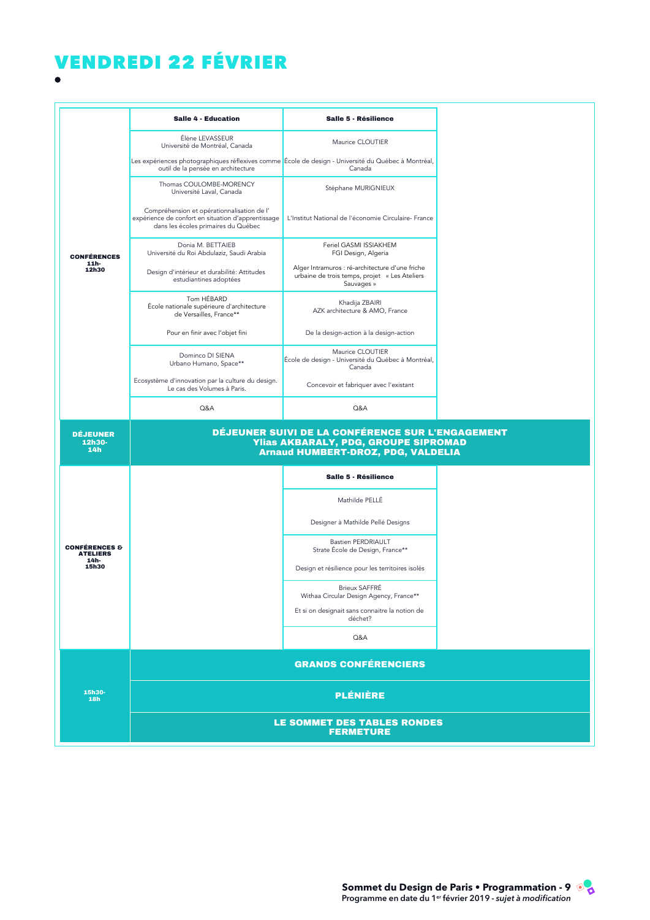# VENDREDI 22 FÉVRIER

| | Salle 4 - Education | Salle 5 - Résilience |
|---|---|---|
| **CONFÉRENCES 11h-12h30** | Élène LEVASSEUR<br>Université de Montréal, Canada<br><br>Les expériences photographiques réflexives comme outil de la pensée en architecture | Maurice CLOUTIER<br><br>École de design - Université du Québec à Montréal, Canada |
| | Thomas COULOMBE-MORENCY<br>Université Laval, Canada<br><br>Compréhension et opérationnalisation de l'expérience de confort en situation d'apprentissage dans les écoles primaires du Québec | Stéphane MURIGNIEUX<br><br>L'Institut National de l'économie Circulaire- France |
| | Donia M. BETTAIEB<br>Université du Roi Abdulaziz, Saudi Arabia<br><br>Design d'intérieur et durabilité: Attitudes estudiantines adoptées | Feriel GASMI ISSIAKHEM<br>FGI Design, Algeria<br><br>Alger Intramuros : ré-architecture d'une friche urbaine de trois temps, projet « Les Ateliers Sauvages » |
| | Tom HÉBARD<br>École nationale supérieure d'architecture de Versailles, France**<br><br>Pour en finir avec l'objet fini | Khadija ZBAIRI<br>AZK architecture & AMO, France<br><br>De la design-action à la design-action |
| | Dominco DI SIENA<br>Urbano Humano, Space**<br><br>Ecosystème d'innovation par la culture du design. Le cas des Volumes à Paris. | Maurice CLOUTIER<br>École de design - Université du Québec à Montréal, Canada<br><br>Concevoir et fabriquer avec l'existant |
| | Q&A | Q&A |
| **DÉJEUNER 12h30-14h** | **DÉJEUNER SUIVI DE LA CONFÉRENCE SUR L'ENGAGEMENT**<br>**Ylias AKBARALY, PDG, GROUPE SIPROMAD**<br>**Arnaud HUMBERT-DROZ, PDG, VALDELIA** | |
| **CONFÉRENCES & ATELIERS 14h-15h30** | | **Salle 5 - Résilience** |
| | | Mathilde PELLÉ<br><br>Designer à Mathilde Pellé Designs |
| | | Bastien PERDRIAULT<br>Strate École de Design, France**<br><br>Design et résilience pour les territoires isolés |
| | | Brieux SAFFRÉ<br>Withaa Circular Design Agency, France**<br><br>Et si on designait sans connaitre la notion de déchet? |
| | | Q&A |
| **15h30-18h** | **GRANDS CONFÉRENCIERS** | |
| | **PLÉNIÈRE** | |
| | **LE SOMMET DES TABLES RONDES FERMETURE** | |

**Sommet du Design de Paris • Programmation - 9**
Programme en date du 1er février 2019 - *sujet à modification*